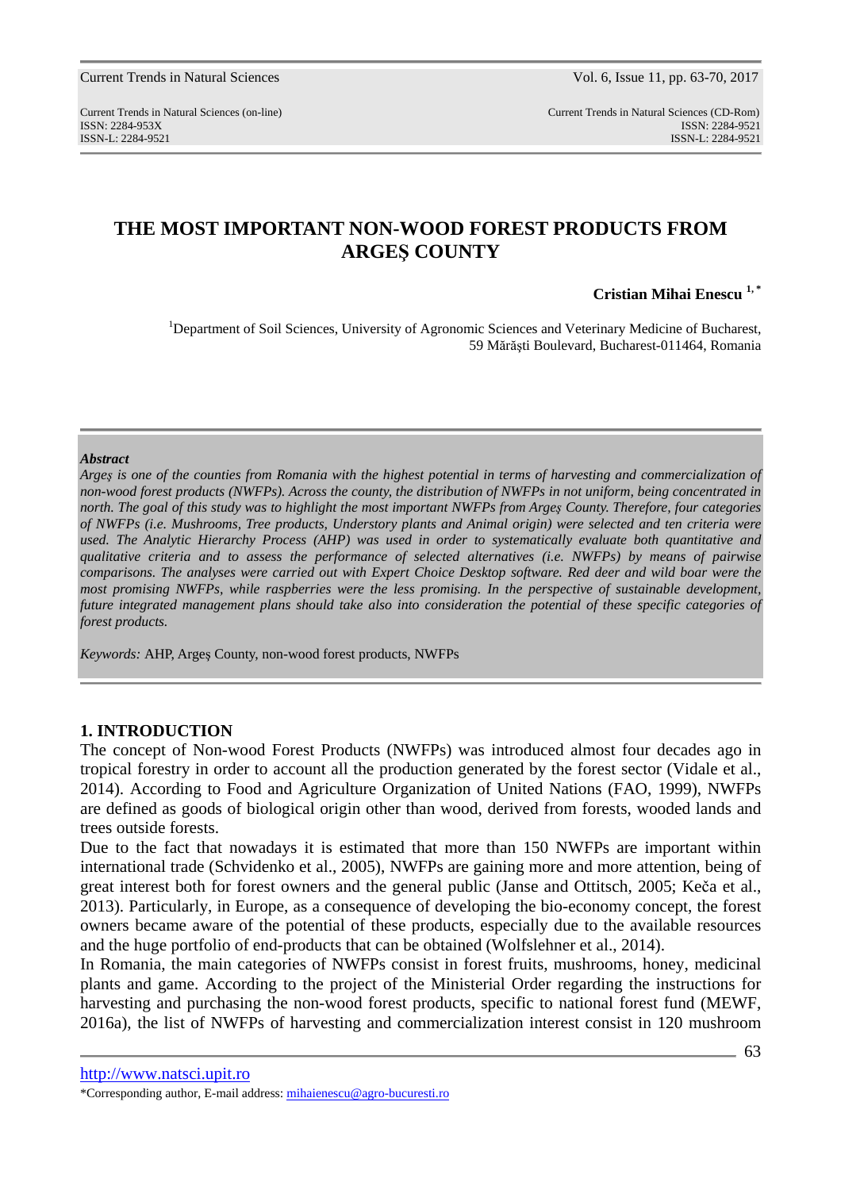# THE MOST IMPORTANT NON-WOOD FOREST PRODUCTS FROM ARGEŞ COUNTY

**Cristian Mihai Enescu** [1,*]

[1]Department of Soil Sciences, University of Agronomic Sciences and Veterinary Medicine of Bucharest, 59 Mărăşti Boulevard, Bucharest-011464, Romania

***Abstract***

*Argeş is one of the counties from Romania with the highest potential in terms of harvesting and commercialization of non-wood forest products (NWFPs). Across the county, the distribution of NWFPs in not uniform, being concentrated in north. The goal of this study was to highlight the most important NWFPs from Argeş County. Therefore, four categories of NWFPs (i.e. Mushrooms, Tree products, Understory plants and Animal origin) were selected and ten criteria were used. The Analytic Hierarchy Process (AHP) was used in order to systematically evaluate both quantitative and qualitative criteria and to assess the performance of selected alternatives (i.e. NWFPs) by means of pairwise comparisons. The analyses were carried out with Expert Choice Desktop software. Red deer and wild boar were the most promising NWFPs, while raspberries were the less promising. In the perspective of sustainable development, future integrated management plans should take also into consideration the potential of these specific categories of forest products.*

*Keywords:* AHP, Argeş County, non-wood forest products, NWFPs

## 1. INTRODUCTION

The concept of Non-wood Forest Products (NWFPs) was introduced almost four decades ago in tropical forestry in order to account all the production generated by the forest sector (Vidale et al., 2014). According to Food and Agriculture Organization of United Nations (FAO, 1999), NWFPs are defined as goods of biological origin other than wood, derived from forests, wooded lands and trees outside forests.

Due to the fact that nowadays it is estimated that more than 150 NWFPs are important within international trade (Schvidenko et al., 2005), NWFPs are gaining more and more attention, being of great interest both for forest owners and the general public (Janse and Ottitsch, 2005; Keča et al., 2013). Particularly, in Europe, as a consequence of developing the bio-economy concept, the forest owners became aware of the potential of these products, especially due to the available resources and the huge portfolio of end-products that can be obtained (Wolfslehner et al., 2014).

In Romania, the main categories of NWFPs consist in forest fruits, mushrooms, honey, medicinal plants and game. According to the project of the Ministerial Order regarding the instructions for harvesting and purchasing the non-wood forest products, specific to national forest fund (MEWF, 2016a), the list of NWFPs of harvesting and commercialization interest consist in 120 mushroom

http://www.natsci.upit.ro

*Corresponding author, E-mail address: mihaienescu@agro-bucuresti.ro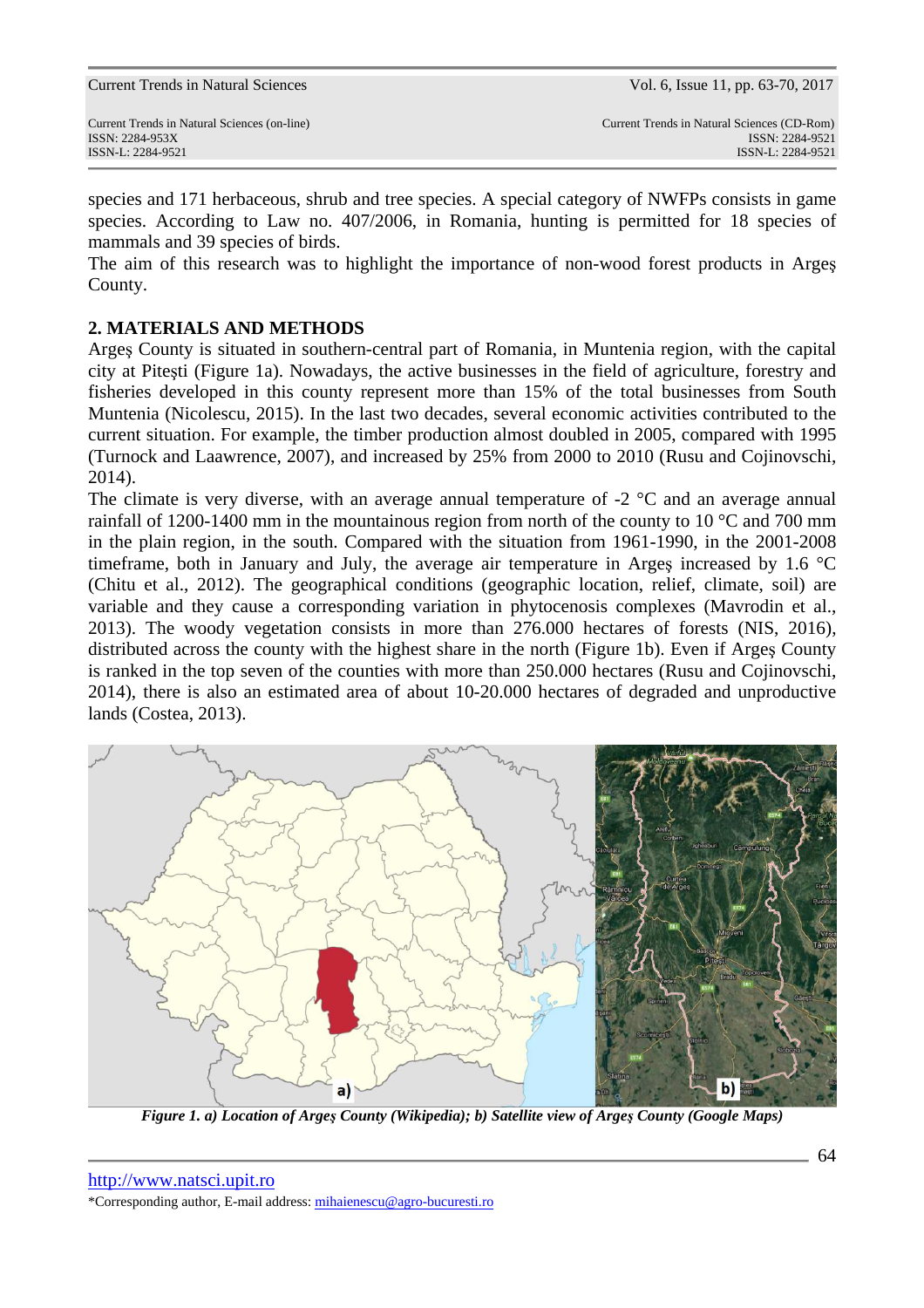species and 171 herbaceous, shrub and tree species. A special category of NWFPs consists in game species. According to Law no. 407/2006, in Romania, hunting is permitted for 18 species of mammals and 39 species of birds.
The aim of this research was to highlight the importance of non-wood forest products in Argeş County.

## 2. MATERIALS AND METHODS

Argeş County is situated in southern-central part of Romania, in Muntenia region, with the capital city at Piteşti (Figure 1a). Nowadays, the active businesses in the field of agriculture, forestry and fisheries developed in this county represent more than 15% of the total businesses from South Muntenia (Nicolescu, 2015). In the last two decades, several economic activities contributed to the current situation. For example, the timber production almost doubled in 2005, compared with 1995 (Turnock and Laawrence, 2007), and increased by 25% from 2000 to 2010 (Rusu and Cojinovschi, 2014).
The climate is very diverse, with an average annual temperature of -2 °C and an average annual rainfall of 1200-1400 mm in the mountainous region from north of the county to 10 °C and 700 mm in the plain region, in the south. Compared with the situation from 1961-1990, in the 2001-2008 timeframe, both in January and July, the average air temperature in Argeş increased by 1.6 °C (Chitu et al., 2012). The geographical conditions (geographic location, relief, climate, soil) are variable and they cause a corresponding variation in phytocenosis complexes (Mavrodin et al., 2013). The woody vegetation consists in more than 276.000 hectares of forests (NIS, 2016), distributed across the county with the highest share in the north (Figure 1b). Even if Argeş County is ranked in the top seven of the counties with more than 250.000 hectares (Rusu and Cojinovschi, 2014), there is also an estimated area of about 10-20.000 hectares of degraded and unproductive lands (Costea, 2013).

*Figure 1. a) Location of Argeş County (Wikipedia); b) Satellite view of Argeş County (Google Maps)*

http://www.natsci.upit.ro
*Corresponding author, E-mail address: mihaienescu@agro-bucuresti.ro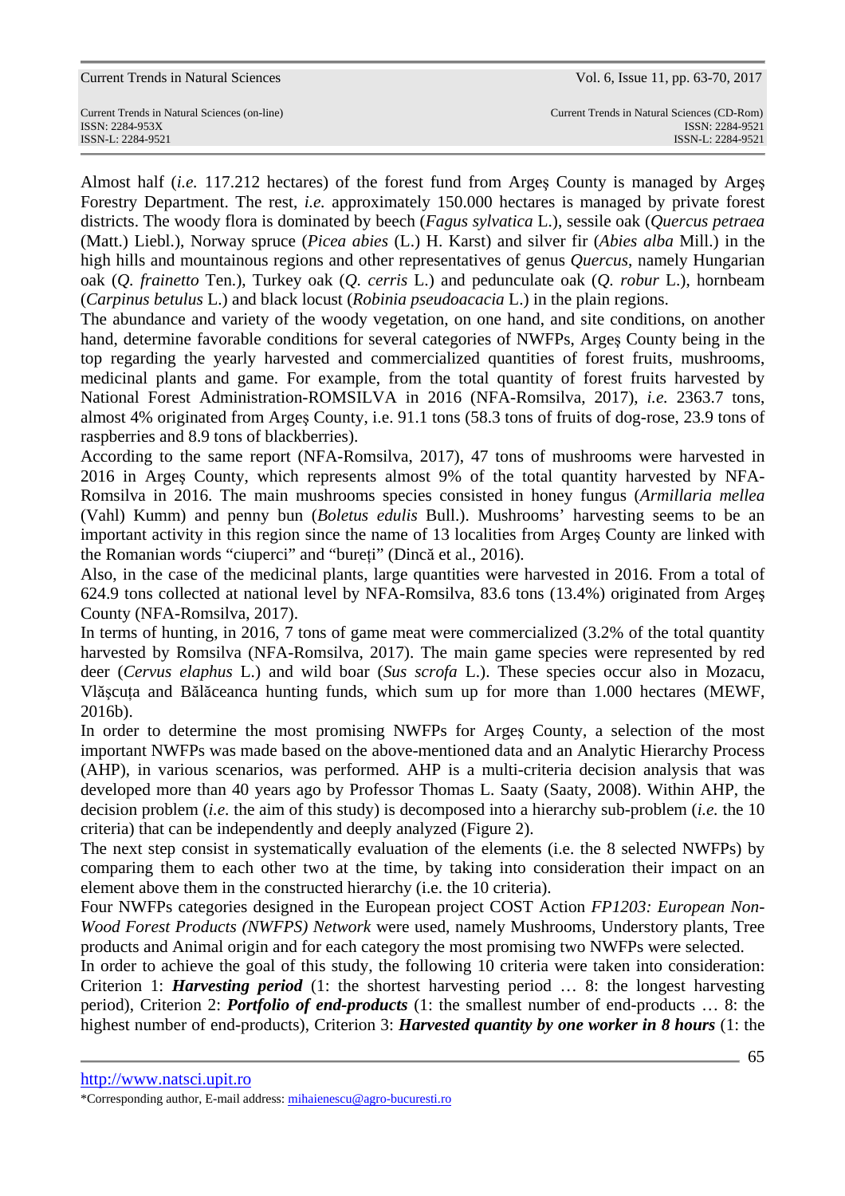Almost half (*i.e.* 117.212 hectares) of the forest fund from Argeş County is managed by Argeş Forestry Department. The rest, *i.e.* approximately 150.000 hectares is managed by private forest districts. The woody flora is dominated by beech (*Fagus sylvatica* L.), sessile oak (*Quercus petraea* (Matt.) Liebl.), Norway spruce (*Picea abies* (L.) H. Karst) and silver fir (*Abies alba* Mill.) in the high hills and mountainous regions and other representatives of genus *Quercus*, namely Hungarian oak (*Q. frainetto* Ten.), Turkey oak (*Q. cerris* L.) and pedunculate oak (*Q. robur* L.), hornbeam (*Carpinus betulus* L.) and black locust (*Robinia pseudoacacia* L.) in the plain regions.

The abundance and variety of the woody vegetation, on one hand, and site conditions, on another hand, determine favorable conditions for several categories of NWFPs, Argeş County being in the top regarding the yearly harvested and commercialized quantities of forest fruits, mushrooms, medicinal plants and game. For example, from the total quantity of forest fruits harvested by National Forest Administration-ROMSILVA in 2016 (NFA-Romsilva, 2017), *i.e.* 2363.7 tons, almost 4% originated from Argeş County, i.e. 91.1 tons (58.3 tons of fruits of dog-rose, 23.9 tons of raspberries and 8.9 tons of blackberries).

According to the same report (NFA-Romsilva, 2017), 47 tons of mushrooms were harvested in 2016 in Argeş County, which represents almost 9% of the total quantity harvested by NFA-Romsilva in 2016. The main mushrooms species consisted in honey fungus (*Armillaria mellea* (Vahl) Kumm) and penny bun (*Boletus edulis* Bull.). Mushrooms' harvesting seems to be an important activity in this region since the name of 13 localities from Argeş County are linked with the Romanian words "ciuperci" and "bureți" (Dincă et al., 2016).

Also, in the case of the medicinal plants, large quantities were harvested in 2016. From a total of 624.9 tons collected at national level by NFA-Romsilva, 83.6 tons (13.4%) originated from Argeş County (NFA-Romsilva, 2017).

In terms of hunting, in 2016, 7 tons of game meat were commercialized (3.2% of the total quantity harvested by Romsilva (NFA-Romsilva, 2017). The main game species were represented by red deer (*Cervus elaphus* L.) and wild boar (*Sus scrofa* L.). These species occur also in Mozacu, Vlăşcuța and Bălăceanca hunting funds, which sum up for more than 1.000 hectares (MEWF, 2016b).

In order to determine the most promising NWFPs for Argeş County, a selection of the most important NWFPs was made based on the above-mentioned data and an Analytic Hierarchy Process (AHP), in various scenarios, was performed. AHP is a multi-criteria decision analysis that was developed more than 40 years ago by Professor Thomas L. Saaty (Saaty, 2008). Within AHP, the decision problem (*i.e.* the aim of this study) is decomposed into a hierarchy sub-problem (*i.e.* the 10 criteria) that can be independently and deeply analyzed (Figure 2).

The next step consist in systematically evaluation of the elements (i.e. the 8 selected NWFPs) by comparing them to each other two at the time, by taking into consideration their impact on an element above them in the constructed hierarchy (i.e. the 10 criteria).

Four NWFPs categories designed in the European project COST Action *FP1203: European Non-Wood Forest Products (NWFPS) Network* were used, namely Mushrooms, Understory plants, Tree products and Animal origin and for each category the most promising two NWFPs were selected.

In order to achieve the goal of this study, the following 10 criteria were taken into consideration: Criterion 1: ***Harvesting period*** (1: the shortest harvesting period … 8: the longest harvesting period), Criterion 2: ***Portfolio of end-products*** (1: the smallest number of end-products … 8: the highest number of end-products), Criterion 3: ***Harvested quantity by one worker in 8 hours*** (1: the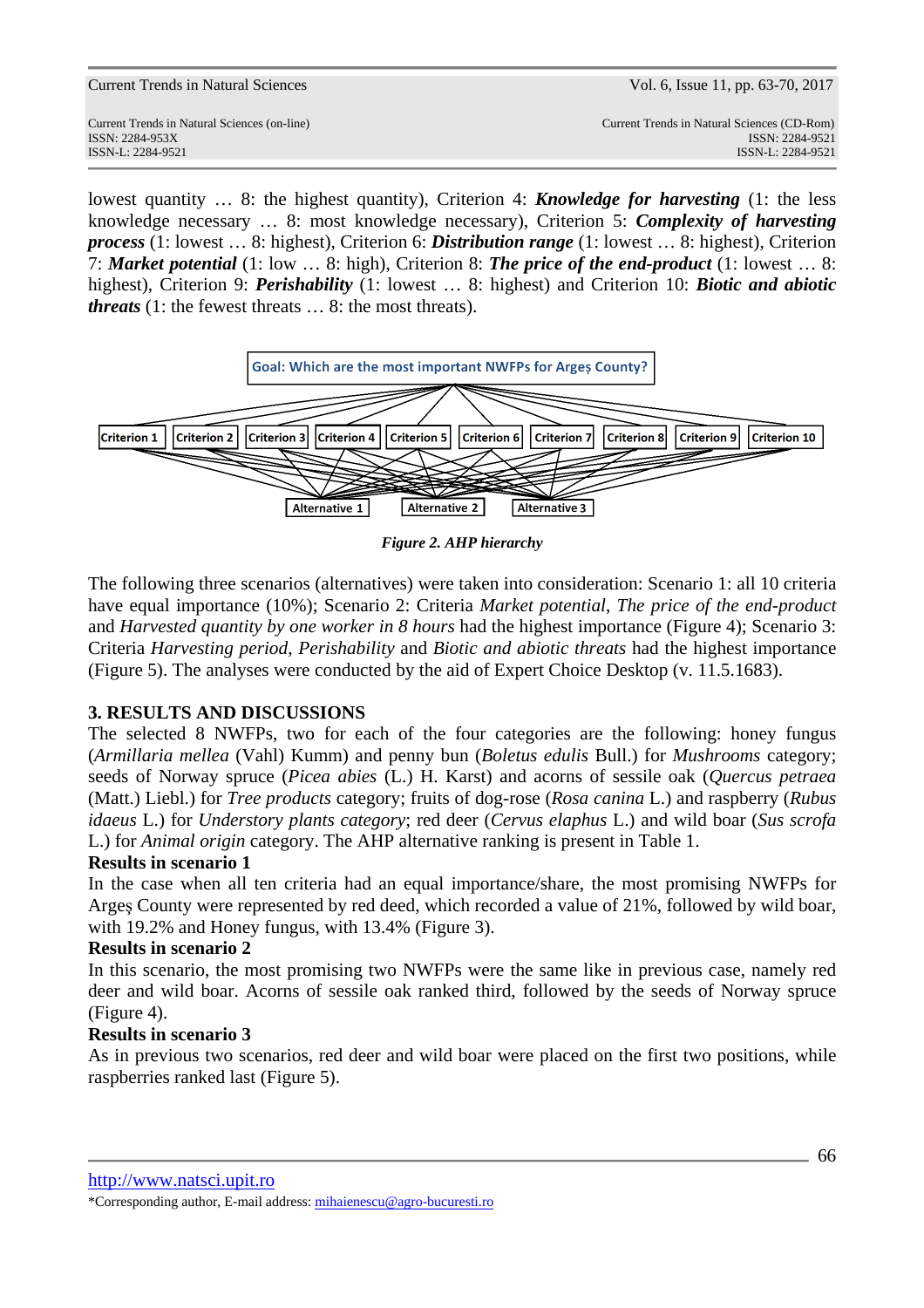lowest quantity … 8: the highest quantity), Criterion 4: ***Knowledge for harvesting*** (1: the less knowledge necessary … 8: most knowledge necessary), Criterion 5: ***Complexity of harvesting process*** (1: lowest … 8: highest), Criterion 6: ***Distribution range*** (1: lowest … 8: highest), Criterion 7: ***Market potential*** (1: low … 8: high), Criterion 8: ***The price of the end-product*** (1: lowest … 8: highest), Criterion 9: ***Perishability*** (1: lowest … 8: highest) and Criterion 10: ***Biotic and abiotic threats*** (1: the fewest threats … 8: the most threats).

Goal: Which are the most important NWFPs for Argeș County?

Criterion 1
Criterion 2
Criterion 3
Criterion 4
Criterion 5
Criterion 6
Criterion 7
Criterion 8
Criterion 9
Criterion 10

Alternative 1
Alternative 2
Alternative 3

*Figure 2. AHP hierarchy*

The following three scenarios (alternatives) were taken into consideration: Scenario 1: all 10 criteria have equal importance (10%); Scenario 2: Criteria *Market potential*, *The price of the end-product* and *Harvested quantity by one worker in 8 hours* had the highest importance (Figure 4); Scenario 3: Criteria *Harvesting period*, *Perishability* and *Biotic and abiotic threats* had the highest importance (Figure 5). The analyses were conducted by the aid of Expert Choice Desktop (v. 11.5.1683).

## 3. RESULTS AND DISCUSSIONS

The selected 8 NWFPs, two for each of the four categories are the following: honey fungus (*Armillaria mellea* (Vahl) Kumm) and penny bun (*Boletus edulis* Bull.) for *Mushrooms* category; seeds of Norway spruce (*Picea abies* (L.) H. Karst) and acorns of sessile oak (*Quercus petraea* (Matt.) Liebl.) for *Tree products* category; fruits of dog-rose (*Rosa canina* L.) and raspberry (*Rubus idaeus* L.) for *Understory plants category*; red deer (*Cervus elaphus* L.) and wild boar (*Sus scrofa* L.) for *Animal origin* category. The AHP alternative ranking is present in Table 1.

**Results in scenario 1**

In the case when all ten criteria had an equal importance/share, the most promising NWFPs for Argeş County were represented by red deed, which recorded a value of 21%, followed by wild boar, with 19.2% and Honey fungus, with 13.4% (Figure 3).

**Results in scenario 2**

In this scenario, the most promising two NWFPs were the same like in previous case, namely red deer and wild boar. Acorns of sessile oak ranked third, followed by the seeds of Norway spruce (Figure 4).

**Results in scenario 3**

As in previous two scenarios, red deer and wild boar were placed on the first two positions, while raspberries ranked last (Figure 5).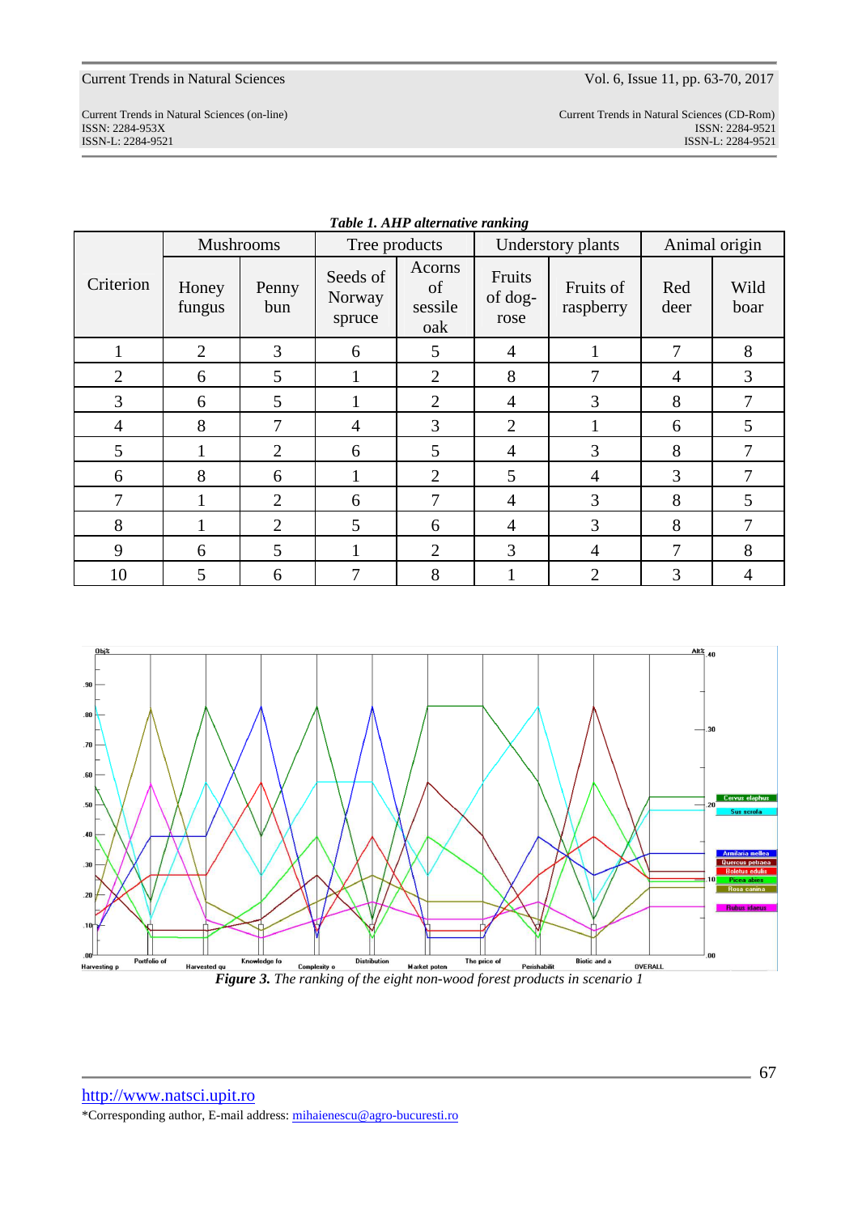*Table 1. AHP alternative ranking*

| Criterion | Mushrooms | | Tree products | | Understory plants | | Animal origin | |
|---|---|---|---|---|---|---|---|---|
| | Honey fungus | Penny bun | Seeds of Norway spruce | Acorns of sessile oak | Fruits of dog-rose | Fruits of raspberry | Red deer | Wild boar |
| 1 | 2 | 3 | 6 | 5 | 4 | 1 | 7 | 8 |
| 2 | 6 | 5 | 1 | 2 | 8 | 7 | 4 | 3 |
| 3 | 6 | 5 | 1 | 2 | 4 | 3 | 8 | 7 |
| 4 | 8 | 7 | 4 | 3 | 2 | 1 | 6 | 5 |
| 5 | 1 | 2 | 6 | 5 | 4 | 3 | 8 | 7 |
| 6 | 8 | 6 | 1 | 2 | 5 | 4 | 3 | 7 |
| 7 | 1 | 2 | 6 | 7 | 4 | 3 | 8 | 5 |
| 8 | 1 | 2 | 5 | 6 | 4 | 3 | 8 | 7 |
| 9 | 6 | 5 | 1 | 2 | 3 | 4 | 7 | 8 |
| 10 | 5 | 6 | 7 | 8 | 1 | 2 | 3 | 4 |

Obj%
.90
.80
.70
.60
.50
.40
.30
.20
.10
.00
Alt%
40
30
20
10
00
Harvesting p
Portfolio of
Harvested qu
Knowledge fo
Complexity o
Distribution
Market poten
The price of
Perishabilit
Biotic and a
OVERALL
Cervus elaphus
Sus scrofa
Armillaria mellea
Quercus petraea
Boletus edulis
Picea abies
Rosa canina
Rubus idaeus

***Figure 3.*** *The ranking of the eight non-wood forest products in scenario 1*

http://www.natsci.upit.ro

*Corresponding author, E-mail address: mihaienescu@agro-bucuresti.ro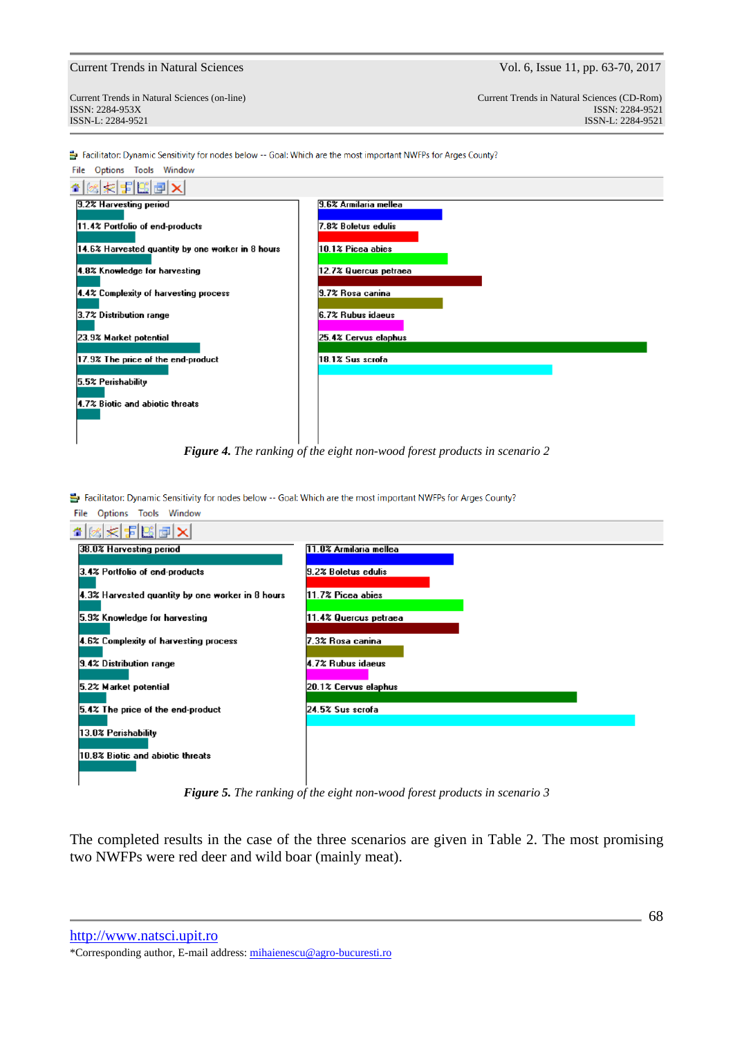Facilitator: Dynamic Sensitivity for nodes below -- Goal: Which are the most important NWFPs for Arges County?

File Options Tools Window

9.2% Harvesting period
11.4% Portfolio of end-products
14.6% Harvested quantity by one worker in 8 hours
4.8% Knowledge for harvesting
4.4% Complexity of harvesting process
3.7% Distribution range
23.9% Market potential
17.9% The price of the end-product
5.5% Perishability
4.7% Biotic and abiotic threats

9.6% Armilaria mellea
7.8% Boletus edulis
10.1% Picea abies
12.7% Quercus petraea
9.7% Rosa canina
6.7% Rubus idaeus
25.4% Cervus elaphus
18.1% Sus scrofa

***Figure 4.*** *The ranking of the eight non-wood forest products in scenario 2*

Facilitator: Dynamic Sensitivity for nodes below -- Goal: Which are the most important NWFPs for Arges County?

File Options Tools Window

38.0% Harvesting period
3.4% Portfolio of end-products
4.3% Harvested quantity by one worker in 8 hours
5.9% Knowledge for harvesting
4.6% Complexity of harvesting process
9.4% Distribution range
5.2% Market potential
5.4% The price of the end-product
13.0% Perishability
10.8% Biotic and abiotic threats

11.0% Armilaria mellea
9.2% Boletus edulis
11.7% Picea abies
11.4% Quercus petraea
7.3% Rosa canina
4.7% Rubus idaeus
20.1% Cervus elaphus
24.5% Sus scrofa

***Figure 5.*** *The ranking of the eight non-wood forest products in scenario 3*

The completed results in the case of the three scenarios are given in Table 2. The most promising two NWFPs were red deer and wild boar (mainly meat).

http://www.natsci.upit.ro

*Corresponding author, E-mail address: mihaienescu@agro-bucuresti.ro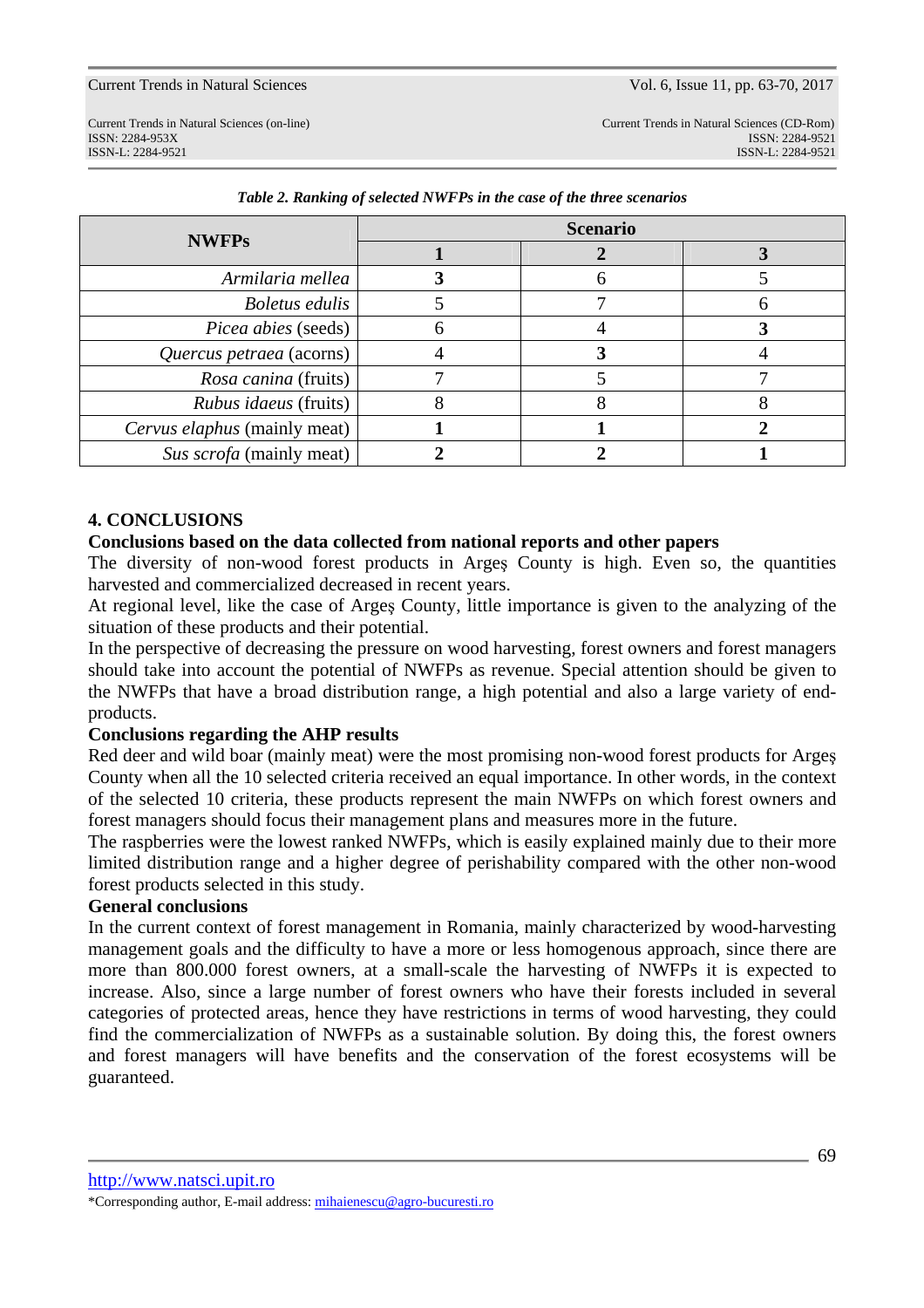*Table 2. Ranking of selected NWFPs in the case of the three scenarios*

| NWFPs | Scenario | | |
|---|---|---|---|
| | **1** | **2** | **3** |
| *Armilaria mellea* | **3** | 6 | 5 |
| *Boletus edulis* | 5 | 7 | 6 |
| *Picea abies* (seeds) | 6 | 4 | **3** |
| *Quercus petraea* (acorns) | 4 | **3** | 4 |
| *Rosa canina* (fruits) | 7 | 5 | 7 |
| *Rubus idaeus* (fruits) | 8 | 8 | 8 |
| *Cervus elaphus* (mainly meat) | **1** | **1** | **2** |
| *Sus scrofa* (mainly meat) | **2** | **2** | **1** |

## 4. CONCLUSIONS

### Conclusions based on the data collected from national reports and other papers

The diversity of non-wood forest products in Argeş County is high. Even so, the quantities harvested and commercialized decreased in recent years.

At regional level, like the case of Argeş County, little importance is given to the analyzing of the situation of these products and their potential.

In the perspective of decreasing the pressure on wood harvesting, forest owners and forest managers should take into account the potential of NWFPs as revenue. Special attention should be given to the NWFPs that have a broad distribution range, a high potential and also a large variety of end-products.

### Conclusions regarding the AHP results

Red deer and wild boar (mainly meat) were the most promising non-wood forest products for Argeş County when all the 10 selected criteria received an equal importance. In other words, in the context of the selected 10 criteria, these products represent the main NWFPs on which forest owners and forest managers should focus their management plans and measures more in the future.

The raspberries were the lowest ranked NWFPs, which is easily explained mainly due to their more limited distribution range and a higher degree of perishability compared with the other non-wood forest products selected in this study.

### General conclusions

In the current context of forest management in Romania, mainly characterized by wood-harvesting management goals and the difficulty to have a more or less homogenous approach, since there are more than 800.000 forest owners, at a small-scale the harvesting of NWFPs it is expected to increase. Also, since a large number of forest owners who have their forests included in several categories of protected areas, hence they have restrictions in terms of wood harvesting, they could find the commercialization of NWFPs as a sustainable solution. By doing this, the forest owners and forest managers will have benefits and the conservation of the forest ecosystems will be guaranteed.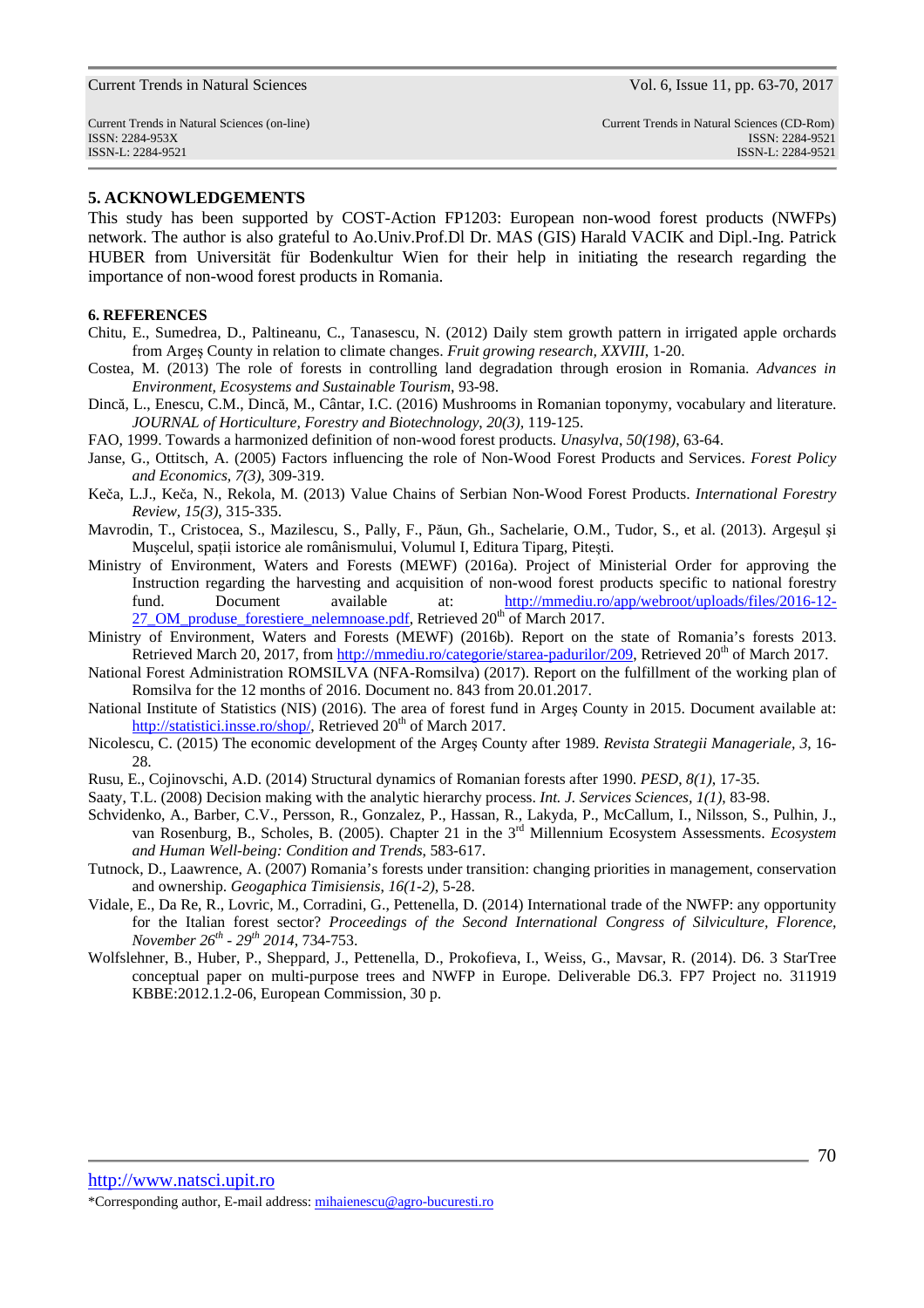## 5. ACKNOWLEDGEMENTS

This study has been supported by COST-Action FP1203: European non-wood forest products (NWFPs) network. The author is also grateful to Ao.Univ.Prof.Dl Dr. MAS (GIS) Harald VACIK and Dipl.-Ing. Patrick HUBER from Universität für Bodenkultur Wien for their help in initiating the research regarding the importance of non-wood forest products in Romania.

## 6. REFERENCES

Chitu, E., Sumedrea, D., Paltineanu, C., Tanasescu, N. (2012) Daily stem growth pattern in irrigated apple orchards from Argeş County in relation to climate changes. *Fruit growing research, XXVIII*, 1-20.

Costea, M. (2013) The role of forests in controlling land degradation through erosion in Romania. *Advances in Environment, Ecosystems and Sustainable Tourism*, 93-98.

Dincă, L., Enescu, C.M., Dincă, M., Cântar, I.C. (2016) Mushrooms in Romanian toponymy, vocabulary and literature. *JOURNAL of Horticulture, Forestry and Biotechnology, 20(3)*, 119-125.

FAO, 1999. Towards a harmonized definition of non-wood forest products. *Unasylva, 50(198)*, 63-64.

Janse, G., Ottitsch, A. (2005) Factors influencing the role of Non-Wood Forest Products and Services. *Forest Policy and Economics, 7(3)*, 309-319.

Keča, L.J., Keča, N., Rekola, M. (2013) Value Chains of Serbian Non-Wood Forest Products. *International Forestry Review, 15(3)*, 315-335.

Mavrodin, T., Cristocea, S., Mazilescu, S., Pally, F., Păun, Gh., Sachelarie, O.M., Tudor, S., et al. (2013). Argeşul şi Muşcelul, spaţii istorice ale românismului, Volumul I, Editura Tiparg, Piteşti.

Ministry of Environment, Waters and Forests (MEWF) (2016a). Project of Ministerial Order for approving the Instruction regarding the harvesting and acquisition of non-wood forest products specific to national forestry fund. Document available at: http://mmediu.ro/app/webroot/uploads/files/2016-12-27_OM_produse_forestiere_nelemnoase.pdf, Retrieved 20th of March 2017.

Ministry of Environment, Waters and Forests (MEWF) (2016b). Report on the state of Romania's forests 2013. Retrieved March 20, 2017, from http://mmediu.ro/categorie/starea-padurilor/209, Retrieved 20th of March 2017.

National Forest Administration ROMSILVA (NFA-Romsilva) (2017). Report on the fulfillment of the working plan of Romsilva for the 12 months of 2016. Document no. 843 from 20.01.2017.

National Institute of Statistics (NIS) (2016). The area of forest fund in Argeş County in 2015. Document available at: http://statistici.insse.ro/shop/, Retrieved 20th of March 2017.

Nicolescu, C. (2015) The economic development of the Argeş County after 1989. *Revista Strategii Manageriale, 3*, 16-28.

Rusu, E., Cojinovschi, A.D. (2014) Structural dynamics of Romanian forests after 1990. *PESD, 8(1)*, 17-35.

Saaty, T.L. (2008) Decision making with the analytic hierarchy process. *Int. J. Services Sciences, 1(1)*, 83-98.

Schvidenko, A., Barber, C.V., Persson, R., Gonzalez, P., Hassan, R., Lakyda, P., McCallum, I., Nilsson, S., Pulhin, J., van Rosenburg, B., Scholes, B. (2005). Chapter 21 in the 3rd Millennium Ecosystem Assessments. *Ecosystem and Human Well-being: Condition and Trends*, 583-617.

Tutnock, D., Laawrence, A. (2007) Romania's forests under transition: changing priorities in management, conservation and ownership. *Geogaphica Timisiensis, 16(1-2)*, 5-28.

Vidale, E., Da Re, R., Lovric, M., Corradini, G., Pettenella, D. (2014) International trade of the NWFP: any opportunity for the Italian forest sector? *Proceedings of the Second International Congress of Silviculture, Florence, November 26th - 29th 2014*, 734-753.

Wolfslehner, B., Huber, P., Sheppard, J., Pettenella, D., Prokofieva, I., Weiss, G., Mavsar, R. (2014). D6. 3 StarTree conceptual paper on multi-purpose trees and NWFP in Europe. Deliverable D6.3. FP7 Project no. 311919 KBBE:2012.1.2-06, European Commission, 30 p.

*Corresponding author, E-mail address: mihaienescu@agro-bucuresti.ro